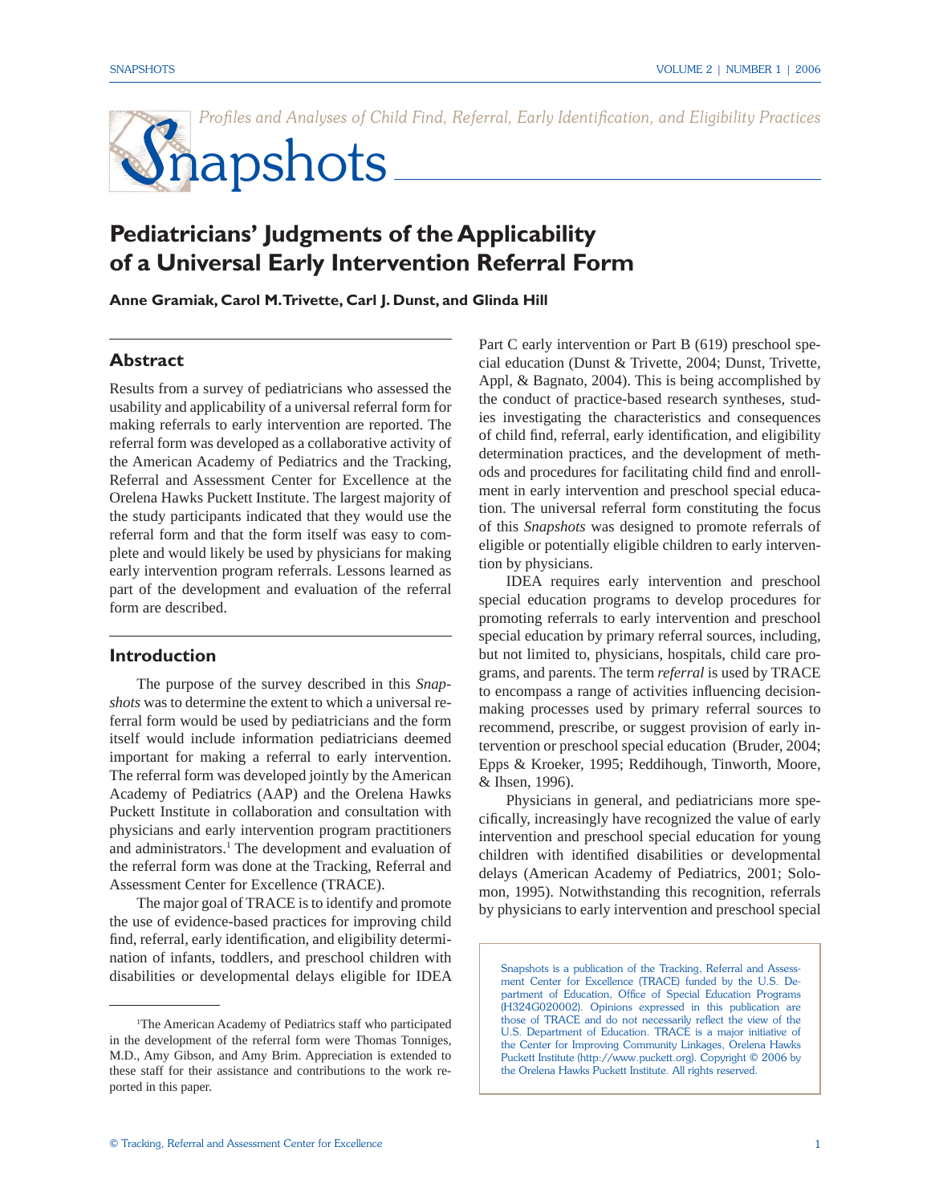*Profiles and Analyses of Child Find, Referral, Early Identification, and Eligibility Practices*

# Snapshots

## Pediatricians' Judgments of the Applicability of a Universal Early Intervention Referral Form

**Anne Gramiak, Carol M. Trivette, Carl J. Dunst, and Glinda Hill**

### Abstract

Results from a survey of pediatricians who assessed the usability and applicability of a universal referral form for making referrals to early intervention are reported. The referral form was developed as a collaborative activity of the American Academy of Pediatrics and the Tracking, Referral and Assessment Center for Excellence at the Orelena Hawks Puckett Institute. The largest majority of the study participants indicated that they would use the referral form and that the form itself was easy to complete and would likely be used by physicians for making early intervention program referrals. Lessons learned as part of the development and evaluation of the referral form are described.

### Introduction

The purpose of the survey described in this *Snapshots* was to determine the extent to which a universal referral form would be used by pediatricians and the form itself would include information pediatricians deemed important for making a referral to early intervention. The referral form was developed jointly by the American Academy of Pediatrics (AAP) and the Orelena Hawks Puckett Institute in collaboration and consultation with physicians and early intervention program practitioners and administrators.[1] The development and evaluation of the referral form was done at the Tracking, Referral and Assessment Center for Excellence (TRACE).

The major goal of TRACE is to identify and promote the use of evidence-based practices for improving child find, referral, early identification, and eligibility determination of infants, toddlers, and preschool children with disabilities or developmental delays eligible for IDEA Part C early intervention or Part B (619) preschool special education (Dunst & Trivette, 2004; Dunst, Trivette, Appl, & Bagnato, 2004). This is being accomplished by the conduct of practice-based research syntheses, studies investigating the characteristics and consequences of child find, referral, early identification, and eligibility determination practices, and the development of methods and procedures for facilitating child find and enrollment in early intervention and preschool special education. The universal referral form constituting the focus of this *Snapshots* was designed to promote referrals of eligible or potentially eligible children to early intervention by physicians.

IDEA requires early intervention and preschool special education programs to develop procedures for promoting referrals to early intervention and preschool special education by primary referral sources, including, but not limited to, physicians, hospitals, child care programs, and parents. The term *referral* is used by TRACE to encompass a range of activities influencing decision-making processes used by primary referral sources to recommend, prescribe, or suggest provision of early intervention or preschool special education (Bruder, 2004; Epps & Kroeker, 1995; Reddihough, Tinworth, Moore, & Ihsen, 1996).

Physicians in general, and pediatricians more specifically, increasingly have recognized the value of early intervention and preschool special education for young children with identified disabilities or developmental delays (American Academy of Pediatrics, 2001; Solomon, 1995). Notwithstanding this recognition, referrals by physicians to early intervention and preschool special

---

[1] The American Academy of Pediatrics staff who participated in the development of the referral form were Thomas Tonniges, M.D., Amy Gibson, and Amy Brim. Appreciation is extended to these staff for their assistance and contributions to the work reported in this paper.

Snapshots is a publication of the Tracking, Referral and Assessment Center for Excellence (TRACE) funded by the U.S. Department of Education, Office of Special Education Programs (H324G020002). Opinions expressed in this publication are those of TRACE and do not necessarily reflect the view of the U.S. Department of Education. TRACE is a major initiative of the Center for Improving Community Linkages, Orelena Hawks Puckett Institute (http://www.puckett.org). Copyright © 2006 by the Orelena Hawks Puckett Institute. All rights reserved.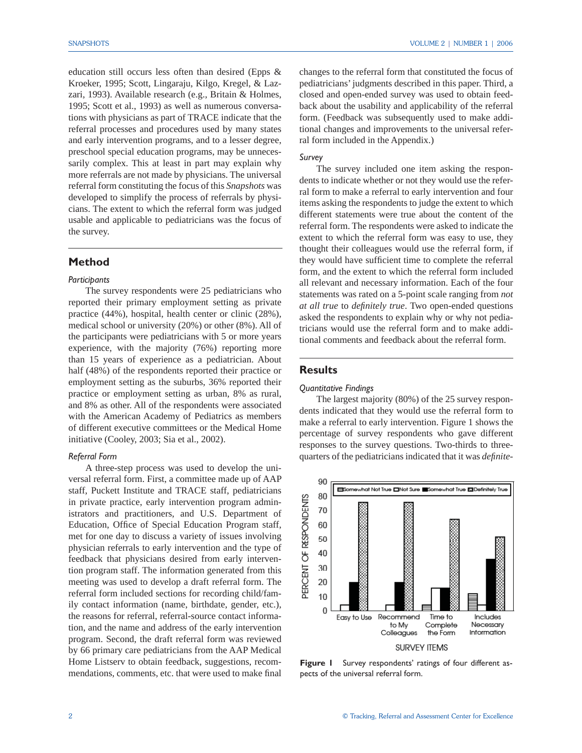education still occurs less often than desired (Epps & Kroeker, 1995; Scott, Lingaraju, Kilgo, Kregel, & Lazzari, 1993). Available research (e.g., Britain & Holmes, 1995; Scott et al., 1993) as well as numerous conversations with physicians as part of TRACE indicate that the referral processes and procedures used by many states and early intervention programs, and to a lesser degree, preschool special education programs, may be unnecessarily complex. This at least in part may explain why more referrals are not made by physicians. The universal referral form constituting the focus of this *Snapshots* was developed to simplify the process of referrals by physicians. The extent to which the referral form was judged usable and applicable to pediatricians was the focus of the survey.

## Method

### *Participants*

The survey respondents were 25 pediatricians who reported their primary employment setting as private practice (44%), hospital, health center or clinic (28%), medical school or university (20%) or other (8%). All of the participants were pediatricians with 5 or more years experience, with the majority (76%) reporting more than 15 years of experience as a pediatrician. About half (48%) of the respondents reported their practice or employment setting as the suburbs, 36% reported their practice or employment setting as urban, 8% as rural, and 8% as other. All of the respondents were associated with the American Academy of Pediatrics as members of different executive committees or the Medical Home initiative (Cooley, 2003; Sia et al., 2002).

### *Referral Form*

A three-step process was used to develop the universal referral form. First, a committee made up of AAP staff, Puckett Institute and TRACE staff, pediatricians in private practice, early intervention program administrators and practitioners, and U.S. Department of Education, Office of Special Education Program staff, met for one day to discuss a variety of issues involving physician referrals to early intervention and the type of feedback that physicians desired from early intervention program staff. The information generated from this meeting was used to develop a draft referral form. The referral form included sections for recording child/family contact information (name, birthdate, gender, etc.), the reasons for referral, referral-source contact information, and the name and address of the early intervention program. Second, the draft referral form was reviewed by 66 primary care pediatricians from the AAP Medical Home Listserv to obtain feedback, suggestions, recommendations, comments, etc. that were used to make final changes to the referral form that constituted the focus of pediatricians' judgments described in this paper. Third, a closed and open-ended survey was used to obtain feedback about the usability and applicability of the referral form. (Feedback was subsequently used to make additional changes and improvements to the universal referral form included in the Appendix.)

### *Survey*

The survey included one item asking the respondents to indicate whether or not they would use the referral form to make a referral to early intervention and four items asking the respondents to judge the extent to which different statements were true about the content of the referral form. The respondents were asked to indicate the extent to which the referral form was easy to use, they thought their colleagues would use the referral form, if they would have sufficient time to complete the referral form, and the extent to which the referral form included all relevant and necessary information. Each of the four statements was rated on a 5-point scale ranging from *not at all true* to *definitely true*. Two open-ended questions asked the respondents to explain why or why not pediatricians would use the referral form and to make additional comments and feedback about the referral form.

## Results

### *Quantitative Findings*

The largest majority (80%) of the 25 survey respondents indicated that they would use the referral form to make a referral to early intervention. Figure 1 shows the percentage of survey respondents who gave different responses to the survey questions. Two-thirds to three-quarters of the pediatricians indicated that it was *definite-*

**Figure 1** Survey respondents' ratings of four different aspects of the universal referral form.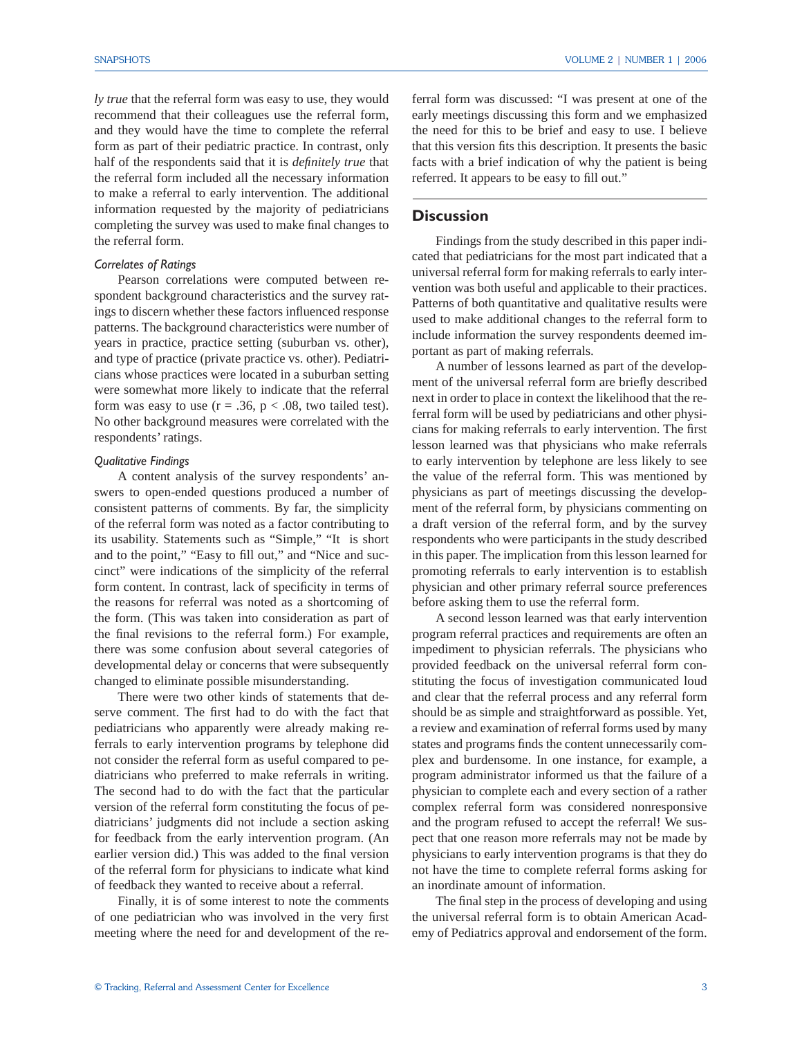*ly true* that the referral form was easy to use, they would recommend that their colleagues use the referral form, and they would have the time to complete the referral form as part of their pediatric practice. In contrast, only half of the respondents said that it is *definitely true* that the referral form included all the necessary information to make a referral to early intervention. The additional information requested by the majority of pediatricians completing the survey was used to make final changes to the referral form.

#### *Correlates of Ratings*

Pearson correlations were computed between respondent background characteristics and the survey ratings to discern whether these factors influenced response patterns. The background characteristics were number of years in practice, practice setting (suburban vs. other), and type of practice (private practice vs. other). Pediatricians whose practices were located in a suburban setting were somewhat more likely to indicate that the referral form was easy to use ($r = .36$, $p < .08$, two tailed test). No other background measures were correlated with the respondents' ratings.

#### *Qualitative Findings*

A content analysis of the survey respondents' answers to open-ended questions produced a number of consistent patterns of comments. By far, the simplicity of the referral form was noted as a factor contributing to its usability. Statements such as "Simple," "It is short and to the point," "Easy to fill out," and "Nice and succinct" were indications of the simplicity of the referral form content. In contrast, lack of specificity in terms of the reasons for referral was noted as a shortcoming of the form. (This was taken into consideration as part of the final revisions to the referral form.) For example, there was some confusion about several categories of developmental delay or concerns that were subsequently changed to eliminate possible misunderstanding.

There were two other kinds of statements that deserve comment. The first had to do with the fact that pediatricians who apparently were already making referrals to early intervention programs by telephone did not consider the referral form as useful compared to pediatricians who preferred to make referrals in writing. The second had to do with the fact that the particular version of the referral form constituting the focus of pediatricians' judgments did not include a section asking for feedback from the early intervention program. (An earlier version did.) This was added to the final version of the referral form for physicians to indicate what kind of feedback they wanted to receive about a referral.

Finally, it is of some interest to note the comments of one pediatrician who was involved in the very first meeting where the need for and development of the referral form was discussed: "I was present at one of the early meetings discussing this form and we emphasized the need for this to be brief and easy to use. I believe that this version fits this description. It presents the basic facts with a brief indication of why the patient is being referred. It appears to be easy to fill out."

## Discussion

Findings from the study described in this paper indicated that pediatricians for the most part indicated that a universal referral form for making referrals to early intervention was both useful and applicable to their practices. Patterns of both quantitative and qualitative results were used to make additional changes to the referral form to include information the survey respondents deemed important as part of making referrals.

A number of lessons learned as part of the development of the universal referral form are briefly described next in order to place in context the likelihood that the referral form will be used by pediatricians and other physicians for making referrals to early intervention. The first lesson learned was that physicians who make referrals to early intervention by telephone are less likely to see the value of the referral form. This was mentioned by physicians as part of meetings discussing the development of the referral form, by physicians commenting on a draft version of the referral form, and by the survey respondents who were participants in the study described in this paper. The implication from this lesson learned for promoting referrals to early intervention is to establish physician and other primary referral source preferences before asking them to use the referral form.

A second lesson learned was that early intervention program referral practices and requirements are often an impediment to physician referrals. The physicians who provided feedback on the universal referral form constituting the focus of investigation communicated loud and clear that the referral process and any referral form should be as simple and straightforward as possible. Yet, a review and examination of referral forms used by many states and programs finds the content unnecessarily complex and burdensome. In one instance, for example, a program administrator informed us that the failure of a physician to complete each and every section of a rather complex referral form was considered nonresponsive and the program refused to accept the referral! We suspect that one reason more referrals may not be made by physicians to early intervention programs is that they do not have the time to complete referral forms asking for an inordinate amount of information.

The final step in the process of developing and using the universal referral form is to obtain American Academy of Pediatrics approval and endorsement of the form.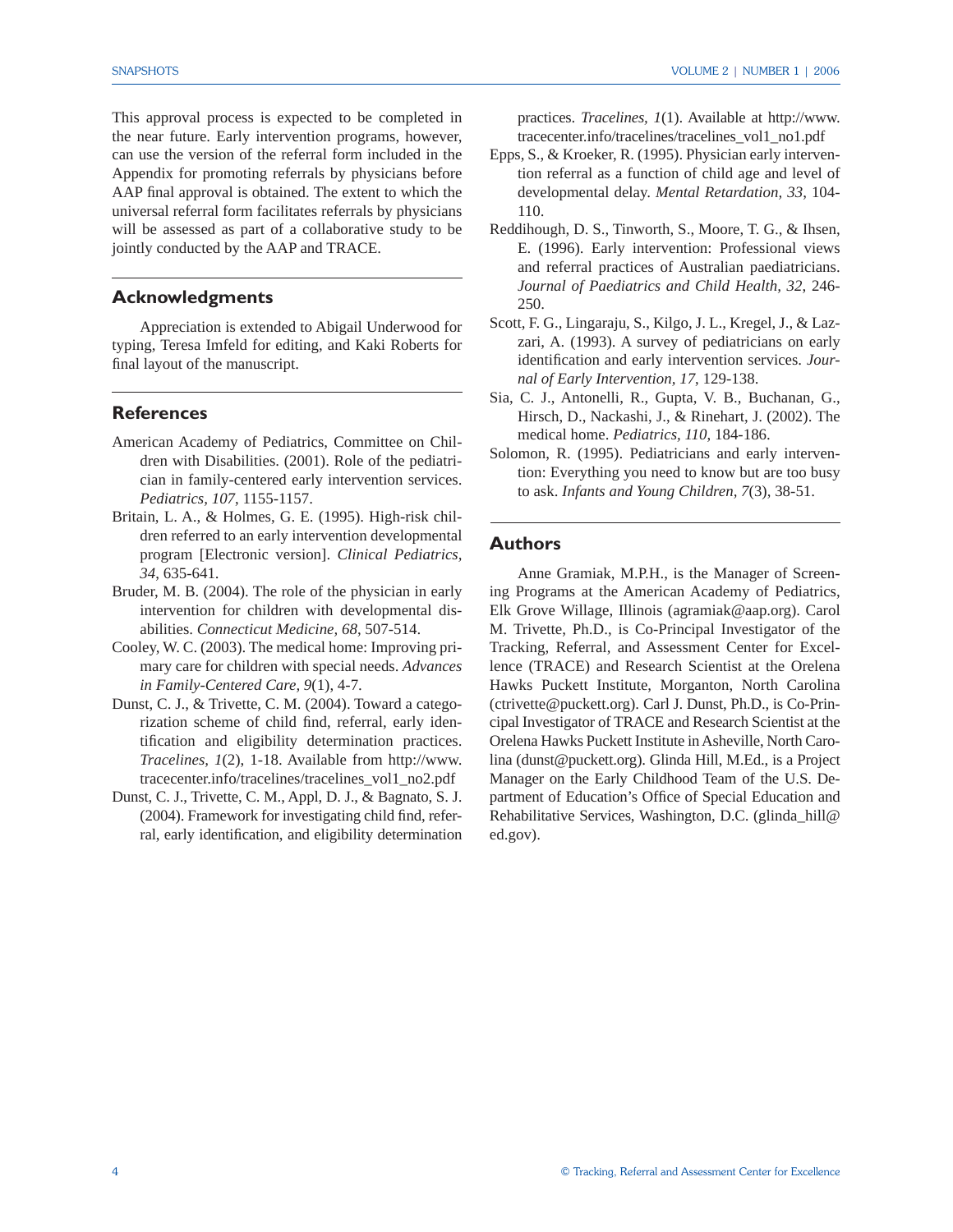This approval process is expected to be completed in the near future. Early intervention programs, however, can use the version of the referral form included in the Appendix for promoting referrals by physicians before AAP final approval is obtained. The extent to which the universal referral form facilitates referrals by physicians will be assessed as part of a collaborative study to be jointly conducted by the AAP and TRACE.

## Acknowledgments

Appreciation is extended to Abigail Underwood for typing, Teresa Imfeld for editing, and Kaki Roberts for final layout of the manuscript.

## References

American Academy of Pediatrics, Committee on Children with Disabilities. (2001). Role of the pediatrician in family-centered early intervention services. *Pediatrics, 107*, 1155-1157.

Britain, L. A., & Holmes, G. E. (1995). High-risk children referred to an early intervention developmental program [Electronic version]. *Clinical Pediatrics, 34*, 635-641.

Bruder, M. B. (2004). The role of the physician in early intervention for children with developmental disabilities. *Connecticut Medicine, 68*, 507-514.

Cooley, W. C. (2003). The medical home: Improving primary care for children with special needs. *Advances in Family-Centered Care, 9*(1), 4-7.

Dunst, C. J., & Trivette, C. M. (2004). Toward a categorization scheme of child find, referral, early identification and eligibility determination practices. *Tracelines, 1*(2), 1-18. Available from http://www.tracecenter.info/tracelines/tracelines_vol1_no2.pdf

Dunst, C. J., Trivette, C. M., Appl, D. J., & Bagnato, S. J. (2004). Framework for investigating child find, referral, early identification, and eligibility determination practices. *Tracelines, 1*(1). Available at http://www.tracecenter.info/tracelines/tracelines_vol1_no1.pdf

Epps, S., & Kroeker, R. (1995). Physician early intervention referral as a function of child age and level of developmental delay. *Mental Retardation, 33*, 104-110.

Reddihough, D. S., Tinworth, S., Moore, T. G., & Ihsen, E. (1996). Early intervention: Professional views and referral practices of Australian paediatricians. *Journal of Paediatrics and Child Health, 32*, 246-250.

Scott, F. G., Lingaraju, S., Kilgo, J. L., Kregel, J., & Lazzari, A. (1993). A survey of pediatricians on early identification and early intervention services. *Journal of Early Intervention, 17*, 129-138.

Sia, C. J., Antonelli, R., Gupta, V. B., Buchanan, G., Hirsch, D., Nackashi, J., & Rinehart, J. (2002). The medical home. *Pediatrics, 110*, 184-186.

Solomon, R. (1995). Pediatricians and early intervention: Everything you need to know but are too busy to ask. *Infants and Young Children, 7*(3), 38-51.

## Authors

Anne Gramiak, M.P.H., is the Manager of Screening Programs at the American Academy of Pediatrics, Elk Grove Willage, Illinois (agramiak@aap.org). Carol M. Trivette, Ph.D., is Co-Principal Investigator of the Tracking, Referral, and Assessment Center for Excellence (TRACE) and Research Scientist at the Orelena Hawks Puckett Institute, Morganton, North Carolina (ctrivette@puckett.org). Carl J. Dunst, Ph.D., is Co-Principal Investigator of TRACE and Research Scientist at the Orelena Hawks Puckett Institute in Asheville, North Carolina (dunst@puckett.org). Glinda Hill, M.Ed., is a Project Manager on the Early Childhood Team of the U.S. Department of Education's Office of Special Education and Rehabilitative Services, Washington, D.C. (glinda_hill@ed.gov).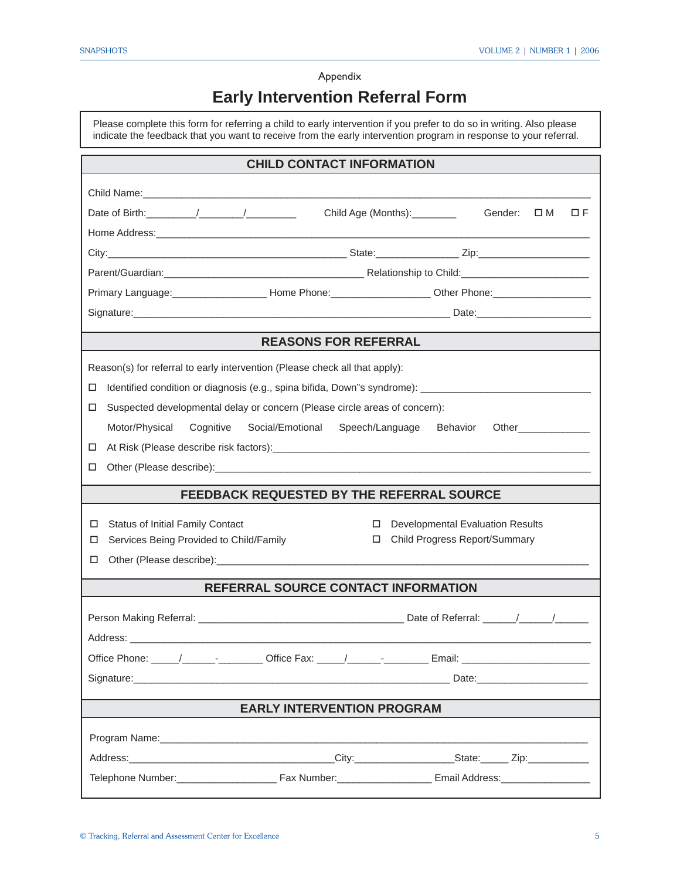Appendix

# Early Intervention Referral Form

Please complete this form for referring a child to early intervention if you prefer to do so in writing. Also please indicate the feedback that you want to receive from the early intervention program in response to your referral.

## CHILD CONTACT INFORMATION

Child Name:___________________________________________________________________________

Date of Birth:_________/________/_________ Child Age (Months):________ Gender: ☐ M ☐ F

Home Address:_________________________________________________________________________

City:____________________________________________ State:______________ Zip:___________________

Parent/Guardian:____________________________________ Relationship to Child:______________________

Primary Language:________________ Home Phone:________________ Other Phone:_________________

Signature:______________________________________________________ Date:___________________

## REASONS FOR REFERRAL

Reason(s) for referral to early intervention (Please check all that apply):

☐ Identified condition or diagnosis (e.g., spina bifida, Down"s syndrome): ______________________________

☐ Suspected developmental delay or concern (Please circle areas of concern):

Motor/Physical Cognitive Social/Emotional Speech/Language Behavior Other____________

☐ At Risk (Please describe risk factors):________________________________________________________

☐ Other (Please describe):__________________________________________________________________

## FEEDBACK REQUESTED BY THE REFERRAL SOURCE

☐ Status of Initial Family Contact

☐ Services Being Provided to Child/Family

☐ Developmental Evaluation Results

☐ Child Progress Report/Summary

☐ Other (Please describe):__________________________________________________________________

## REFERRAL SOURCE CONTACT INFORMATION

Person Making Referral: ___________________________________ Date of Referral: _____/_____/_____

Address: _______________________________________________________________________________

Office Phone: _____/______-________ Office Fax: _____/______-________ Email: ______________________

Signature:______________________________________________________ Date:___________________

## EARLY INTERVENTION PROGRAM

Program Name:__________________________________________________________________________

Address:____________________________________City:________________State:_____ Zip:___________

Telephone Number:_________________ Fax Number:________________ Email Address:________________

© Tracking, Referral and Assessment Center for Excellence